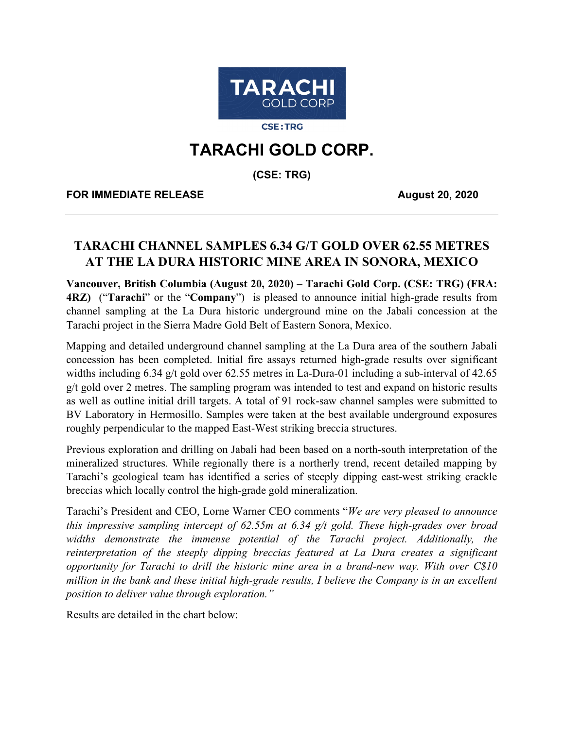# TARACHI GOLD CORP.

**(CSE: TRG)**

**FOR IMMEDIATE RELEASE** **August 20, 2020**

---

## TARACHI CHANNEL SAMPLES 6.34 G/T GOLD OVER 62.55 METRES AT THE LA DURA HISTORIC MINE AREA IN SONORA, MEXICO

**Vancouver, British Columbia (August 20, 2020) – Tarachi Gold Corp. (CSE: TRG) (FRA: 4RZ)** ("**Tarachi**" or the "**Company**") is pleased to announce initial high-grade results from channel sampling at the La Dura historic underground mine on the Jabali concession at the Tarachi project in the Sierra Madre Gold Belt of Eastern Sonora, Mexico.

Mapping and detailed underground channel sampling at the La Dura area of the southern Jabali concession has been completed. Initial fire assays returned high-grade results over significant widths including 6.34 g/t gold over 62.55 metres in La-Dura-01 including a sub-interval of 42.65 g/t gold over 2 metres. The sampling program was intended to test and expand on historic results as well as outline initial drill targets. A total of 91 rock-saw channel samples were submitted to BV Laboratory in Hermosillo. Samples were taken at the best available underground exposures roughly perpendicular to the mapped East-West striking breccia structures.

Previous exploration and drilling on Jabali had been based on a north-south interpretation of the mineralized structures. While regionally there is a northerly trend, recent detailed mapping by Tarachi's geological team has identified a series of steeply dipping east-west striking crackle breccias which locally control the high-grade gold mineralization.

Tarachi's President and CEO, Lorne Warner CEO comments "*We are very pleased to announce this impressive sampling intercept of 62.55m at 6.34 g/t gold. These high-grades over broad widths demonstrate the immense potential of the Tarachi project. Additionally, the reinterpretation of the steeply dipping breccias featured at La Dura creates a significant opportunity for Tarachi to drill the historic mine area in a brand-new way. With over C$10 million in the bank and these initial high-grade results, I believe the Company is in an excellent position to deliver value through exploration.*"

Results are detailed in the chart below: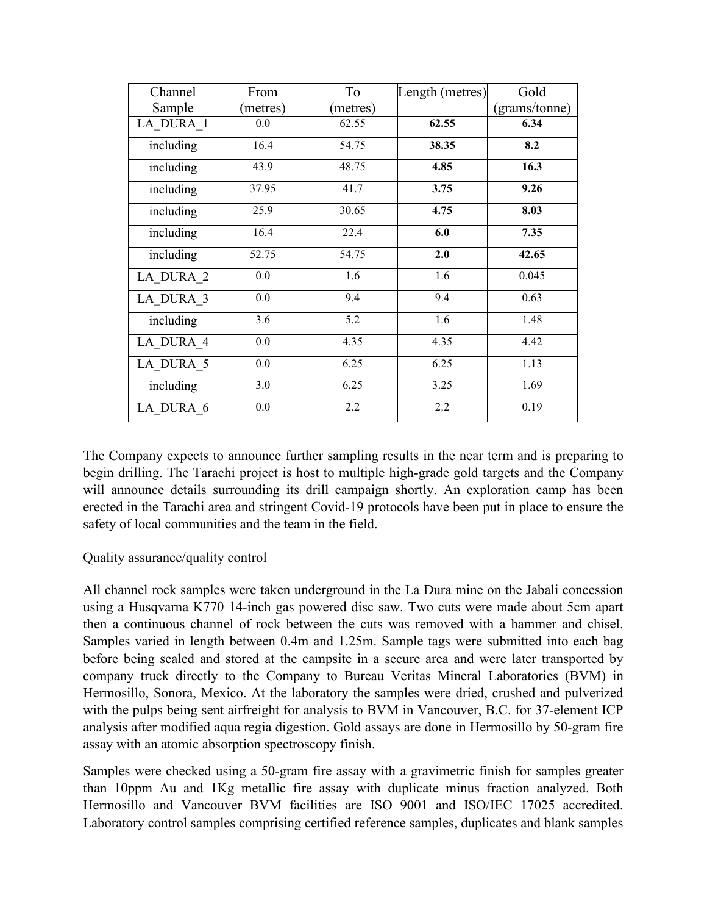| Channel Sample | From (metres) | To (metres) | Length (metres) | Gold (grams/tonne) |
|---|---|---|---|---|
| LA_DURA_1 | 0.0 | 62.55 | **62.55** | **6.34** |
| including | 16.4 | 54.75 | **38.35** | **8.2** |
| including | 43.9 | 48.75 | **4.85** | **16.3** |
| including | 37.95 | 41.7 | **3.75** | **9.26** |
| including | 25.9 | 30.65 | **4.75** | **8.03** |
| including | 16.4 | 22.4 | **6.0** | **7.35** |
| including | 52.75 | 54.75 | **2.0** | **42.65** |
| LA_DURA_2 | 0.0 | 1.6 | 1.6 | 0.045 |
| LA_DURA_3 | 0.0 | 9.4 | 9.4 | 0.63 |
| including | 3.6 | 5.2 | 1.6 | 1.48 |
| LA_DURA_4 | 0.0 | 4.35 | 4.35 | 4.42 |
| LA_DURA_5 | 0.0 | 6.25 | 6.25 | 1.13 |
| including | 3.0 | 6.25 | 3.25 | 1.69 |
| LA_DURA_6 | 0.0 | 2.2 | 2.2 | 0.19 |

The Company expects to announce further sampling results in the near term and is preparing to begin drilling. The Tarachi project is host to multiple high-grade gold targets and the Company will announce details surrounding its drill campaign shortly. An exploration camp has been erected in the Tarachi area and stringent Covid-19 protocols have been put in place to ensure the safety of local communities and the team in the field.

Quality assurance/quality control

All channel rock samples were taken underground in the La Dura mine on the Jabali concession using a Husqvarna K770 14-inch gas powered disc saw. Two cuts were made about 5cm apart then a continuous channel of rock between the cuts was removed with a hammer and chisel. Samples varied in length between 0.4m and 1.25m. Sample tags were submitted into each bag before being sealed and stored at the campsite in a secure area and were later transported by company truck directly to the Company to Bureau Veritas Mineral Laboratories (BVM) in Hermosillo, Sonora, Mexico. At the laboratory the samples were dried, crushed and pulverized with the pulps being sent airfreight for analysis to BVM in Vancouver, B.C. for 37-element ICP analysis after modified aqua regia digestion. Gold assays are done in Hermosillo by 50-gram fire assay with an atomic absorption spectroscopy finish.

Samples were checked using a 50-gram fire assay with a gravimetric finish for samples greater than 10ppm Au and 1Kg metallic fire assay with duplicate minus fraction analyzed. Both Hermosillo and Vancouver BVM facilities are ISO 9001 and ISO/IEC 17025 accredited. Laboratory control samples comprising certified reference samples, duplicates and blank samples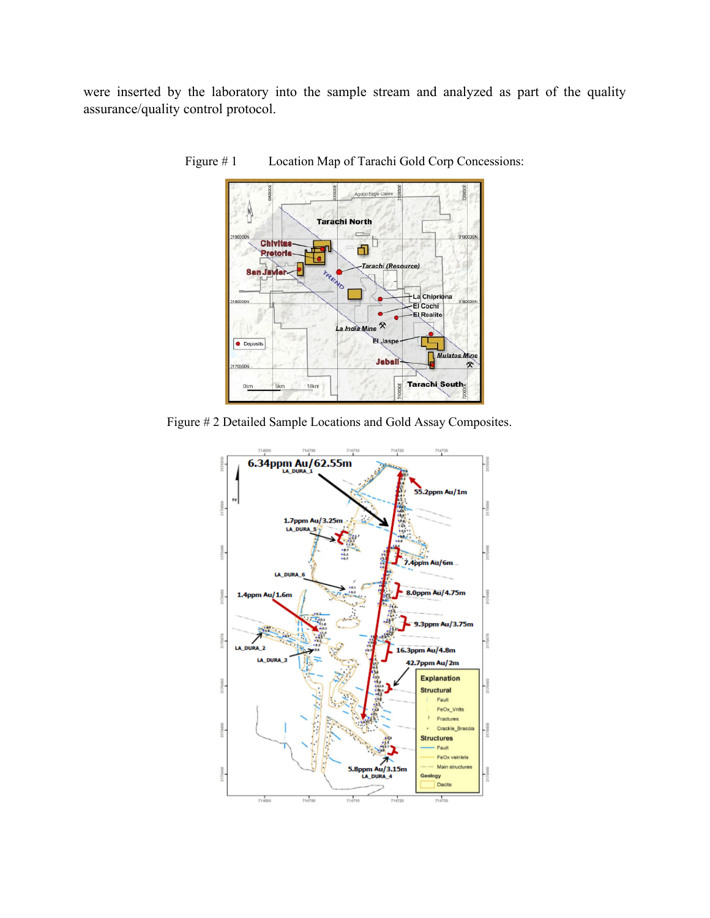were inserted by the laboratory into the sample stream and analyzed as part of the quality assurance/quality control protocol.

Figure # 1 Location Map of Tarachi Gold Corp Concessions:

Figure # 2 Detailed Sample Locations and Gold Assay Composites.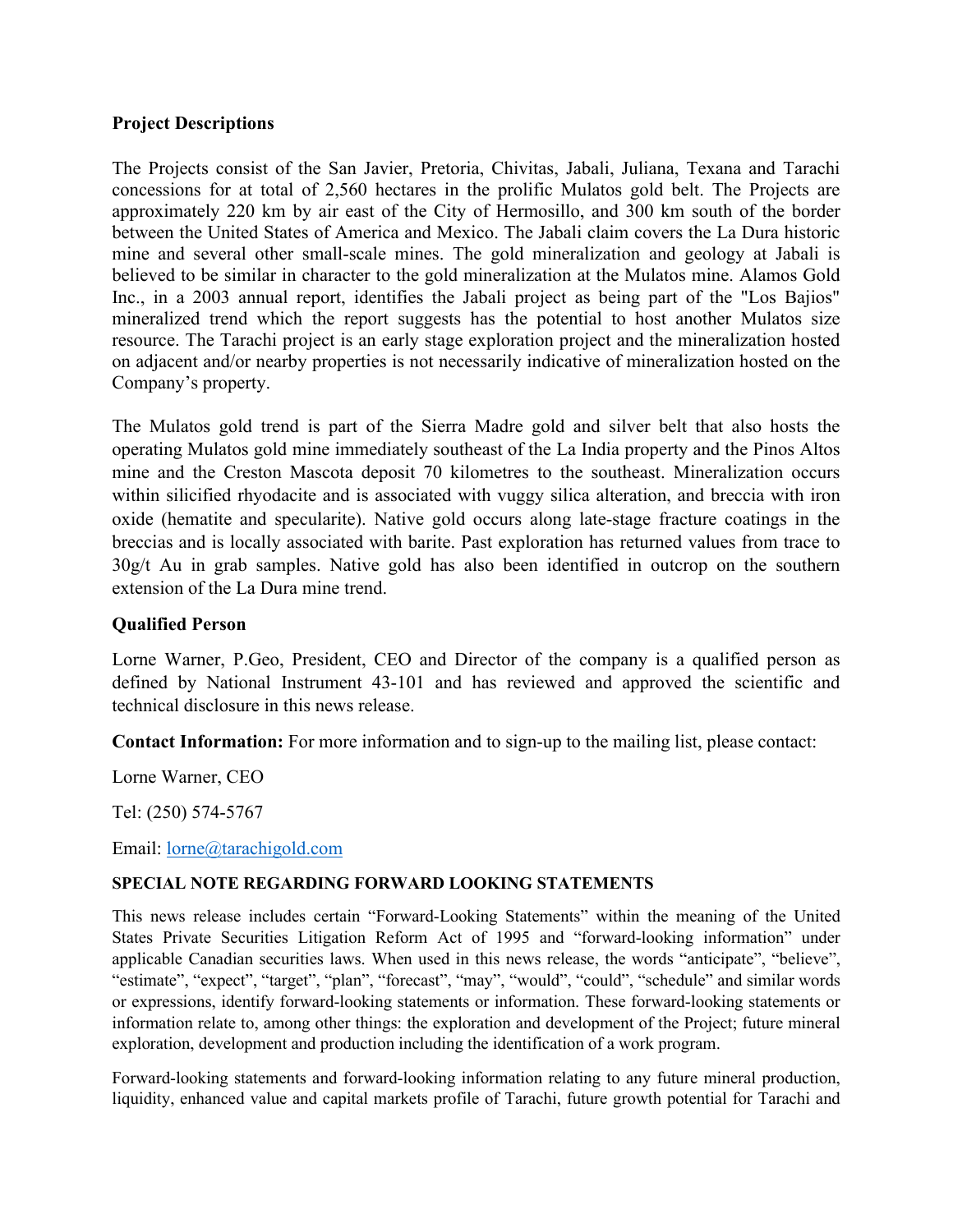## Project Descriptions

The Projects consist of the San Javier, Pretoria, Chivitas, Jabali, Juliana, Texana and Tarachi concessions for at total of 2,560 hectares in the prolific Mulatos gold belt. The Projects are approximately 220 km by air east of the City of Hermosillo, and 300 km south of the border between the United States of America and Mexico. The Jabali claim covers the La Dura historic mine and several other small-scale mines. The gold mineralization and geology at Jabali is believed to be similar in character to the gold mineralization at the Mulatos mine. Alamos Gold Inc., in a 2003 annual report, identifies the Jabali project as being part of the "Los Bajios" mineralized trend which the report suggests has the potential to host another Mulatos size resource. The Tarachi project is an early stage exploration project and the mineralization hosted on adjacent and/or nearby properties is not necessarily indicative of mineralization hosted on the Company's property.

The Mulatos gold trend is part of the Sierra Madre gold and silver belt that also hosts the operating Mulatos gold mine immediately southeast of the La India property and the Pinos Altos mine and the Creston Mascota deposit 70 kilometres to the southeast. Mineralization occurs within silicified rhyodacite and is associated with vuggy silica alteration, and breccia with iron oxide (hematite and specularite). Native gold occurs along late-stage fracture coatings in the breccias and is locally associated with barite. Past exploration has returned values from trace to 30g/t Au in grab samples. Native gold has also been identified in outcrop on the southern extension of the La Dura mine trend.

## Qualified Person

Lorne Warner, P.Geo, President, CEO and Director of the company is a qualified person as defined by National Instrument 43-101 and has reviewed and approved the scientific and technical disclosure in this news release.

**Contact Information:** For more information and to sign-up to the mailing list, please contact:

Lorne Warner, CEO

Tel: (250) 574-5767

Email: lorne@tarachigold.com

### SPECIAL NOTE REGARDING FORWARD LOOKING STATEMENTS

This news release includes certain "Forward-Looking Statements" within the meaning of the United States Private Securities Litigation Reform Act of 1995 and "forward-looking information" under applicable Canadian securities laws. When used in this news release, the words "anticipate", "believe", "estimate", "expect", "target", "plan", "forecast", "may", "would", "could", "schedule" and similar words or expressions, identify forward-looking statements or information. These forward-looking statements or information relate to, among other things: the exploration and development of the Project; future mineral exploration, development and production including the identification of a work program.

Forward-looking statements and forward-looking information relating to any future mineral production, liquidity, enhanced value and capital markets profile of Tarachi, future growth potential for Tarachi and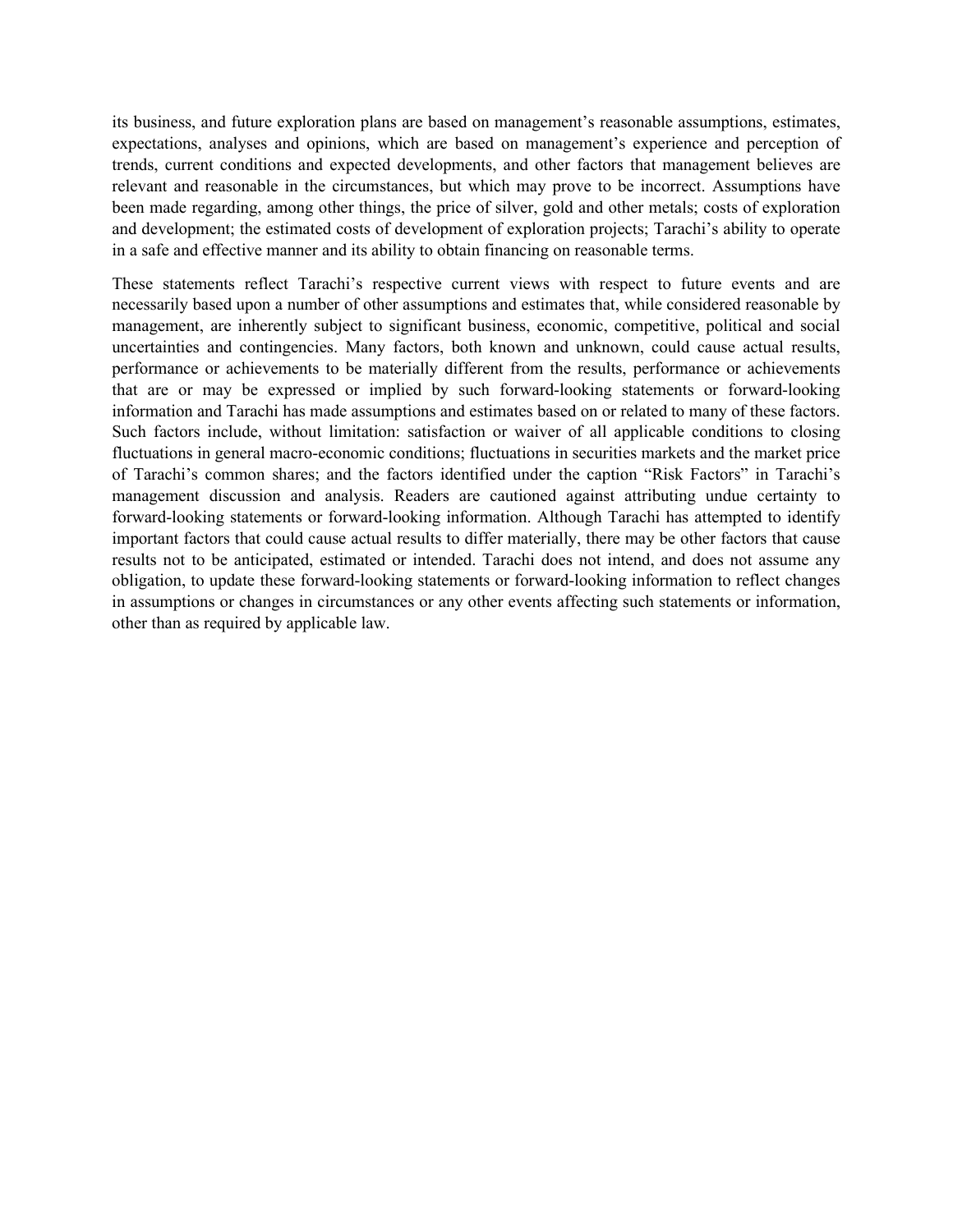its business, and future exploration plans are based on management's reasonable assumptions, estimates, expectations, analyses and opinions, which are based on management's experience and perception of trends, current conditions and expected developments, and other factors that management believes are relevant and reasonable in the circumstances, but which may prove to be incorrect. Assumptions have been made regarding, among other things, the price of silver, gold and other metals; costs of exploration and development; the estimated costs of development of exploration projects; Tarachi's ability to operate in a safe and effective manner and its ability to obtain financing on reasonable terms.

These statements reflect Tarachi's respective current views with respect to future events and are necessarily based upon a number of other assumptions and estimates that, while considered reasonable by management, are inherently subject to significant business, economic, competitive, political and social uncertainties and contingencies. Many factors, both known and unknown, could cause actual results, performance or achievements to be materially different from the results, performance or achievements that are or may be expressed or implied by such forward-looking statements or forward-looking information and Tarachi has made assumptions and estimates based on or related to many of these factors. Such factors include, without limitation: satisfaction or waiver of all applicable conditions to closing fluctuations in general macro-economic conditions; fluctuations in securities markets and the market price of Tarachi's common shares; and the factors identified under the caption "Risk Factors" in Tarachi's management discussion and analysis. Readers are cautioned against attributing undue certainty to forward-looking statements or forward-looking information. Although Tarachi has attempted to identify important factors that could cause actual results to differ materially, there may be other factors that cause results not to be anticipated, estimated or intended. Tarachi does not intend, and does not assume any obligation, to update these forward-looking statements or forward-looking information to reflect changes in assumptions or changes in circumstances or any other events affecting such statements or information, other than as required by applicable law.